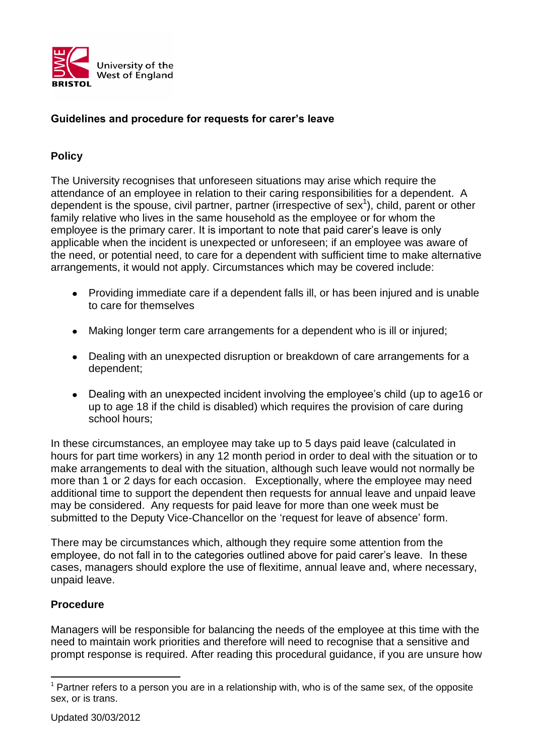## Guidelines and procedure for requests for carer's leave

### Policy

The University recognises that unforeseen situations may arise which require the attendance of an employee in relation to their caring responsibilities for a dependent. A dependent is the spouse, civil partner, partner (irrespective of sex[1]), child, parent or other family relative who lives in the same household as the employee or for whom the employee is the primary carer. It is important to note that paid carer's leave is only applicable when the incident is unexpected or unforeseen; if an employee was aware of the need, or potential need, to care for a dependent with sufficient time to make alternative arrangements, it would not apply. Circumstances which may be covered include:

- Providing immediate care if a dependent falls ill, or has been injured and is unable to care for themselves
- Making longer term care arrangements for a dependent who is ill or injured;
- Dealing with an unexpected disruption or breakdown of care arrangements for a dependent;
- Dealing with an unexpected incident involving the employee's child (up to age16 or up to age 18 if the child is disabled) which requires the provision of care during school hours;

In these circumstances, an employee may take up to 5 days paid leave (calculated in hours for part time workers) in any 12 month period in order to deal with the situation or to make arrangements to deal with the situation, although such leave would not normally be more than 1 or 2 days for each occasion. Exceptionally, where the employee may need additional time to support the dependent then requests for annual leave and unpaid leave may be considered. Any requests for paid leave for more than one week must be submitted to the Deputy Vice-Chancellor on the 'request for leave of absence' form.

There may be circumstances which, although they require some attention from the employee, do not fall in to the categories outlined above for paid carer's leave. In these cases, managers should explore the use of flexitime, annual leave and, where necessary, unpaid leave.

### Procedure

Managers will be responsible for balancing the needs of the employee at this time with the need to maintain work priorities and therefore will need to recognise that a sensitive and prompt response is required. After reading this procedural guidance, if you are unsure how

[1] Partner refers to a person you are in a relationship with, who is of the same sex, of the opposite sex, or is trans.

Updated 30/03/2012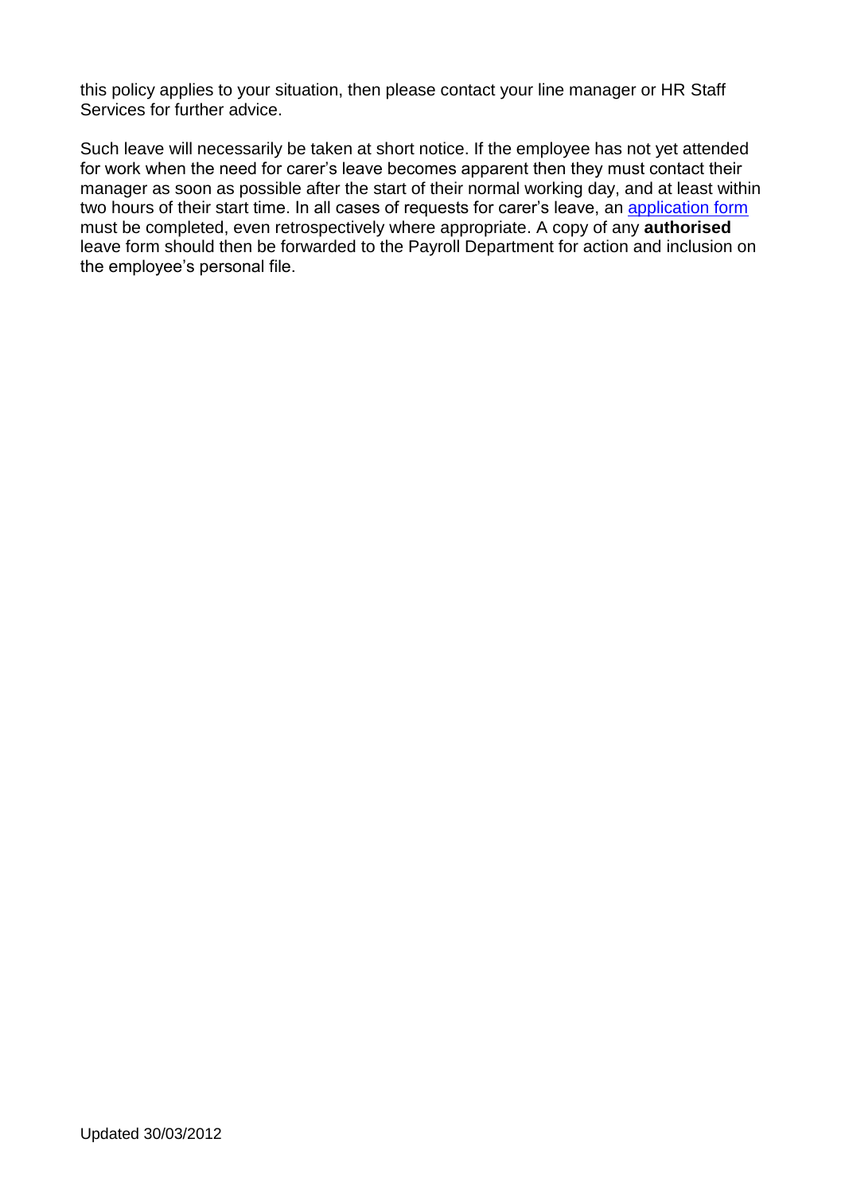this policy applies to your situation, then please contact your line manager or HR Staff Services for further advice.

Such leave will necessarily be taken at short notice. If the employee has not yet attended for work when the need for carer's leave becomes apparent then they must contact their manager as soon as possible after the start of their normal working day, and at least within two hours of their start time. In all cases of requests for carer's leave, an application form must be completed, even retrospectively where appropriate. A copy of any **authorised** leave form should then be forwarded to the Payroll Department for action and inclusion on the employee's personal file.

Updated 30/03/2012